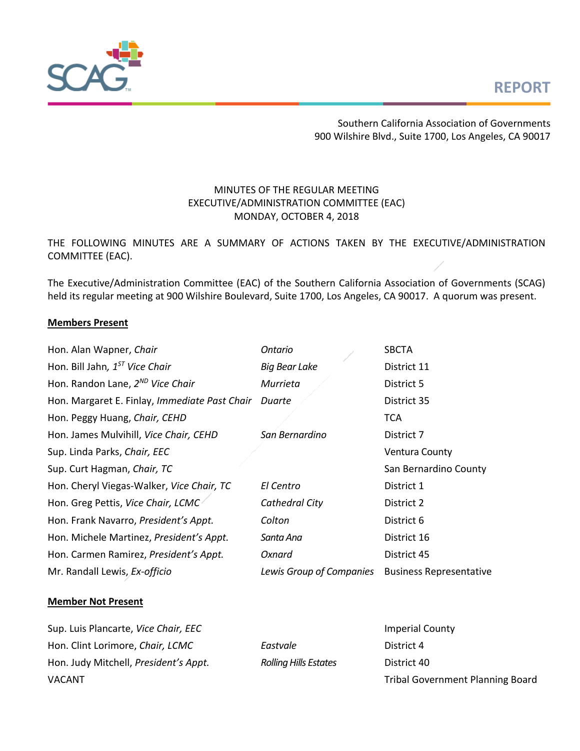REPORT

Southern California Association of Governments
900 Wilshire Blvd., Suite 1700, Los Angeles, CA 90017

MINUTES OF THE REGULAR MEETING
EXECUTIVE/ADMINISTRATION COMMITTEE (EAC)
MONDAY, OCTOBER 4, 2018

THE FOLLOWING MINUTES ARE A SUMMARY OF ACTIONS TAKEN BY THE EXECUTIVE/ADMINISTRATION COMMITTEE (EAC).

The Executive/Administration Committee (EAC) of the Southern California Association of Governments (SCAG) held its regular meeting at 900 Wilshire Boulevard, Suite 1700, Los Angeles, CA 90017. A quorum was present.

**Members Present**

| | | |
|---|---|---|
| Hon. Alan Wapner, *Chair* | *Ontario* | SBCTA |
| Hon. Bill Jahn, *1ST Vice Chair* | *Big Bear Lake* | District 11 |
| Hon. Randon Lane, *2ND Vice Chair* | *Murrieta* | District 5 |
| Hon. Margaret E. Finlay, *Immediate Past Chair* | *Duarte* | District 35 |
| Hon. Peggy Huang, *Chair, CEHD* | | TCA |
| Hon. James Mulvihill, *Vice Chair, CEHD* | *San Bernardino* | District 7 |
| Sup. Linda Parks, *Chair, EEC* | | Ventura County |
| Sup. Curt Hagman, *Chair, TC* | | San Bernardino County |
| Hon. Cheryl Viegas-Walker, *Vice Chair, TC* | *El Centro* | District 1 |
| Hon. Greg Pettis, *Vice Chair, LCMC* | *Cathedral City* | District 2 |
| Hon. Frank Navarro, *President's Appt.* | *Colton* | District 6 |
| Hon. Michele Martinez, *President's Appt.* | *Santa Ana* | District 16 |
| Hon. Carmen Ramirez, *President's Appt.* | *Oxnard* | District 45 |
| Mr. Randall Lewis, *Ex-officio* | *Lewis Group of Companies* | Business Representative |

**Member Not Present**

| | | |
|---|---|---|
| Sup. Luis Plancarte, *Vice Chair, EEC* | | Imperial County |
| Hon. Clint Lorimore, *Chair, LCMC* | *Eastvale* | District 4 |
| Hon. Judy Mitchell, *President's Appt.* | *Rolling Hills Estates* | District 40 |
| VACANT | | Tribal Government Planning Board |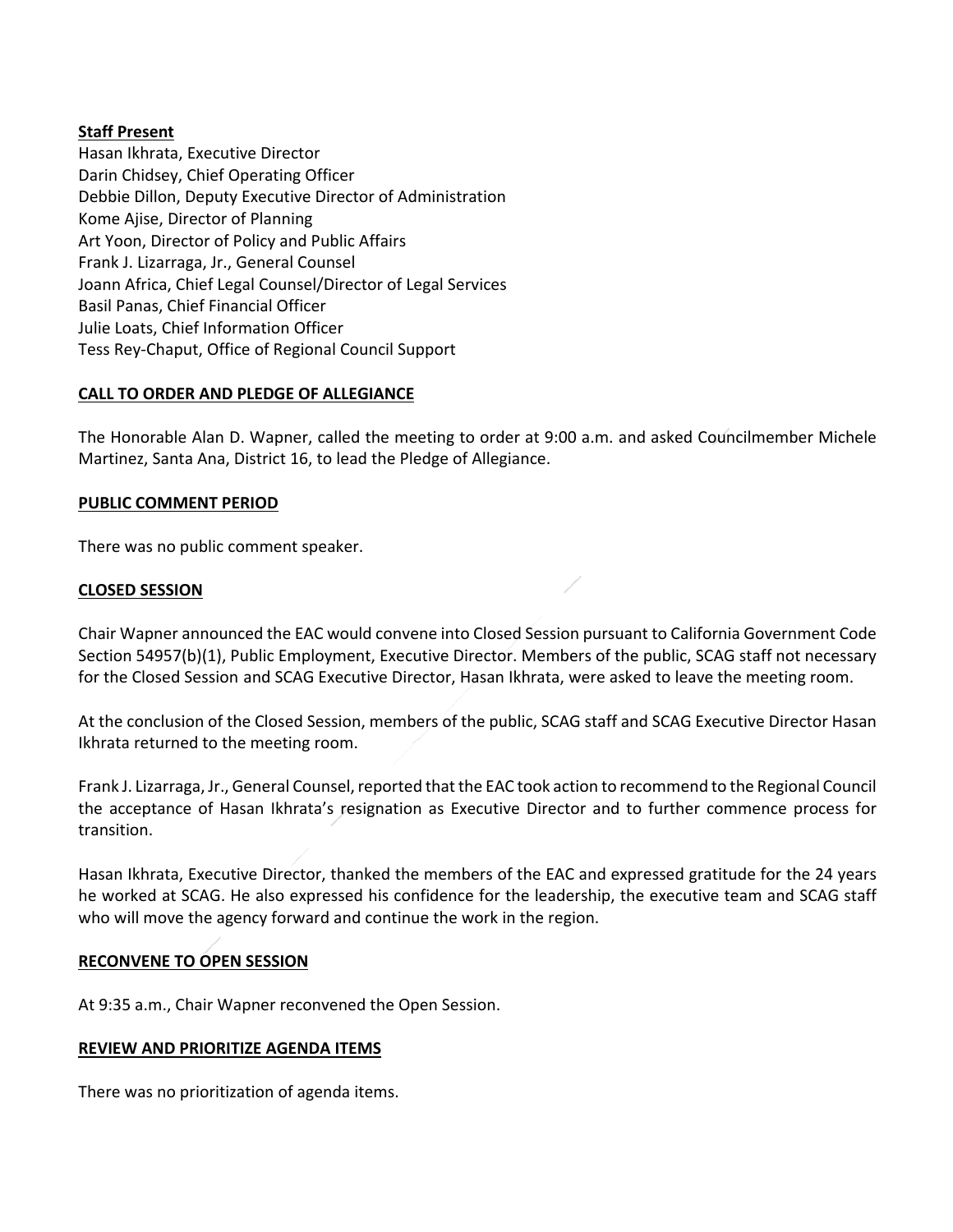**Staff Present**

Hasan Ikhrata, Executive Director
Darin Chidsey, Chief Operating Officer
Debbie Dillon, Deputy Executive Director of Administration
Kome Ajise, Director of Planning
Art Yoon, Director of Policy and Public Affairs
Frank J. Lizarraga, Jr., General Counsel
Joann Africa, Chief Legal Counsel/Director of Legal Services
Basil Panas, Chief Financial Officer
Julie Loats, Chief Information Officer
Tess Rey-Chaput, Office of Regional Council Support

**CALL TO ORDER AND PLEDGE OF ALLEGIANCE**

The Honorable Alan D. Wapner, called the meeting to order at 9:00 a.m. and asked Councilmember Michele Martinez, Santa Ana, District 16, to lead the Pledge of Allegiance.

**PUBLIC COMMENT PERIOD**

There was no public comment speaker.

**CLOSED SESSION**

Chair Wapner announced the EAC would convene into Closed Session pursuant to California Government Code Section 54957(b)(1), Public Employment, Executive Director. Members of the public, SCAG staff not necessary for the Closed Session and SCAG Executive Director, Hasan Ikhrata, were asked to leave the meeting room.

At the conclusion of the Closed Session, members of the public, SCAG staff and SCAG Executive Director Hasan Ikhrata returned to the meeting room.

Frank J. Lizarraga, Jr., General Counsel, reported that the EAC took action to recommend to the Regional Council the acceptance of Hasan Ikhrata's resignation as Executive Director and to further commence process for transition.

Hasan Ikhrata, Executive Director, thanked the members of the EAC and expressed gratitude for the 24 years he worked at SCAG. He also expressed his confidence for the leadership, the executive team and SCAG staff who will move the agency forward and continue the work in the region.

**RECONVENE TO OPEN SESSION**

At 9:35 a.m., Chair Wapner reconvened the Open Session.

**REVIEW AND PRIORITIZE AGENDA ITEMS**

There was no prioritization of agenda items.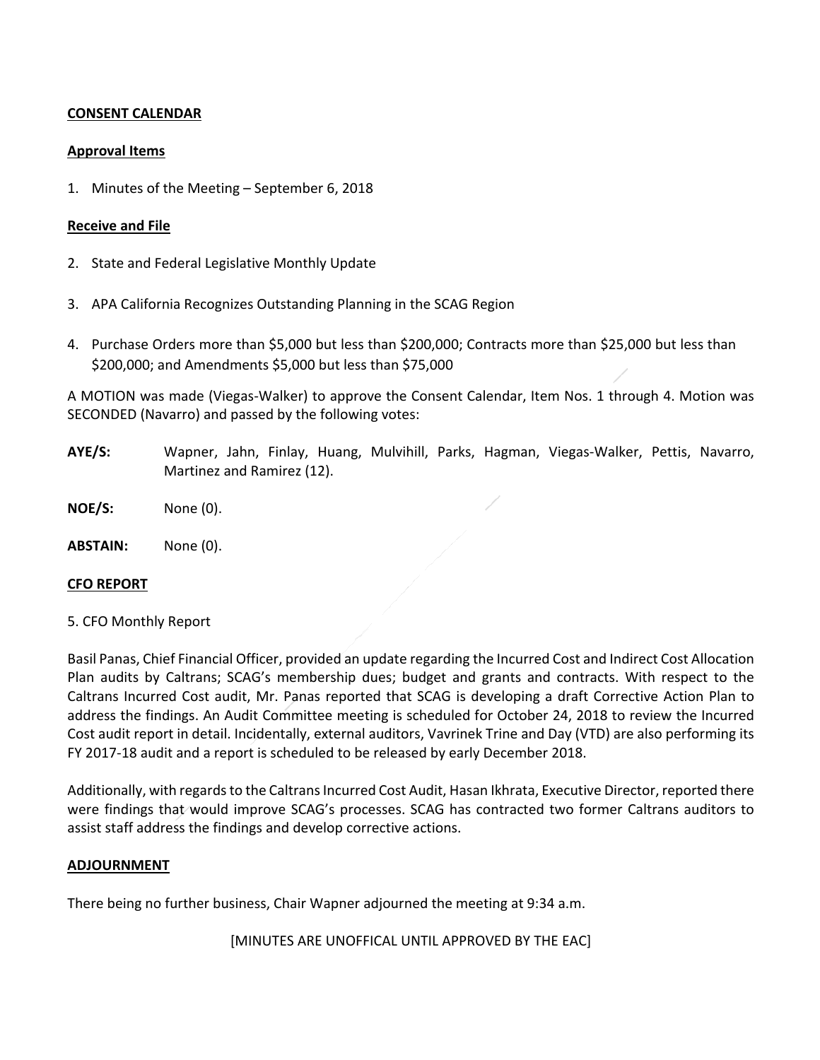**CONSENT CALENDAR**

**Approval Items**

1. Minutes of the Meeting – September 6, 2018

**Receive and File**

2. State and Federal Legislative Monthly Update
3. APA California Recognizes Outstanding Planning in the SCAG Region
4. Purchase Orders more than $5,000 but less than $200,000; Contracts more than $25,000 but less than $200,000; and Amendments $5,000 but less than $75,000

A MOTION was made (Viegas-Walker) to approve the Consent Calendar, Item Nos. 1 through 4. Motion was SECONDED (Navarro) and passed by the following votes:

**AYE/S:** Wapner, Jahn, Finlay, Huang, Mulvihill, Parks, Hagman, Viegas-Walker, Pettis, Navarro, Martinez and Ramirez (12).

**NOE/S:** None (0).

**ABSTAIN:** None (0).

**CFO REPORT**

5. CFO Monthly Report

Basil Panas, Chief Financial Officer, provided an update regarding the Incurred Cost and Indirect Cost Allocation Plan audits by Caltrans; SCAG's membership dues; budget and grants and contracts. With respect to the Caltrans Incurred Cost audit, Mr. Panas reported that SCAG is developing a draft Corrective Action Plan to address the findings. An Audit Committee meeting is scheduled for October 24, 2018 to review the Incurred Cost audit report in detail. Incidentally, external auditors, Vavrinek Trine and Day (VTD) are also performing its FY 2017-18 audit and a report is scheduled to be released by early December 2018.

Additionally, with regards to the Caltrans Incurred Cost Audit, Hasan Ikhrata, Executive Director, reported there were findings that would improve SCAG's processes. SCAG has contracted two former Caltrans auditors to assist staff address the findings and develop corrective actions.

**ADJOURNMENT**

There being no further business, Chair Wapner adjourned the meeting at 9:34 a.m.

[MINUTES ARE UNOFFICAL UNTIL APPROVED BY THE EAC]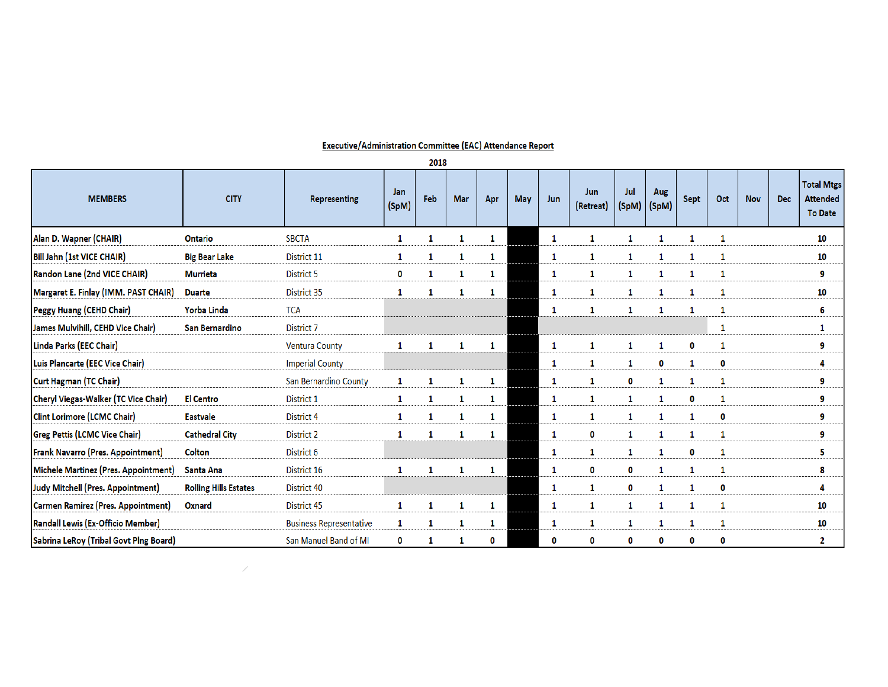**Executive/Administration Committee (EAC) Attendance Report**

**2018**

| MEMBERS | CITY | Representing | Jan (SpM) | Feb | Mar | Apr | May | Jun | Jun (Retreat) | Jul (SpM) | Aug (SpM) | Sept | Oct | Nov | Dec | Total Mtgs Attended To Date |
|---|---|---|---|---|---|---|---|---|---|---|---|---|---|---|---|---|
| Alan D. Wapner (CHAIR) | Ontario | SBCTA | 1 | 1 | 1 | 1 | | 1 | 1 | 1 | 1 | 1 | 1 | | | 10 |
| Bill Jahn (1st VICE CHAIR) | Big Bear Lake | District 11 | 1 | 1 | 1 | 1 | | 1 | 1 | 1 | 1 | 1 | 1 | | | 10 |
| Randon Lane (2nd VICE CHAIR) | Murrieta | District 5 | 0 | 1 | 1 | 1 | | 1 | 1 | 1 | 1 | 1 | 1 | | | 9 |
| Margaret E. Finlay (IMM. PAST CHAIR) | Duarte | District 35 | 1 | 1 | 1 | 1 | | 1 | 1 | 1 | 1 | 1 | 1 | | | 10 |
| Peggy Huang (CEHD Chair) | Yorba Linda | TCA | | | | | | 1 | 1 | 1 | 1 | 1 | 1 | | | 6 |
| James Mulvihill, CEHD Vice Chair) | San Bernardino | District 7 | | | | | | | | | | | 1 | | | 1 |
| Linda Parks (EEC Chair) | | Ventura County | 1 | 1 | 1 | 1 | | 1 | 1 | 1 | 1 | 0 | 1 | | | 9 |
| Luis Plancarte (EEC Vice Chair) | | Imperial County | | | | | | 1 | 1 | 1 | 0 | 1 | 0 | | | 4 |
| Curt Hagman (TC Chair) | | San Bernardino County | 1 | 1 | 1 | 1 | | 1 | 1 | 0 | 1 | 1 | 1 | | | 9 |
| Cheryl Viegas-Walker (TC Vice Chair) | El Centro | District 1 | 1 | 1 | 1 | 1 | | 1 | 1 | 1 | 1 | 0 | 1 | | | 9 |
| Clint Lorimore (LCMC Chair) | Eastvale | District 4 | 1 | 1 | 1 | 1 | | 1 | 1 | 1 | 1 | 1 | 0 | | | 9 |
| Greg Pettis (LCMC Vice Chair) | Cathedral City | District 2 | 1 | 1 | 1 | 1 | | 1 | 0 | 1 | 1 | 1 | 1 | | | 9 |
| Frank Navarro (Pres. Appointment) | Colton | District 6 | | | | | | 1 | 1 | 1 | 1 | 0 | 1 | | | 5 |
| Michele Martinez (Pres. Appointment) | Santa Ana | District 16 | 1 | 1 | 1 | 1 | | 1 | 0 | 0 | 1 | 1 | 1 | | | 8 |
| Judy Mitchell (Pres. Appointment) | Rolling Hills Estates | District 40 | | | | | | 1 | 1 | 0 | 1 | 1 | 0 | | | 4 |
| Carmen Ramirez (Pres. Appointment) | Oxnard | District 45 | 1 | 1 | 1 | 1 | | 1 | 1 | 1 | 1 | 1 | 1 | | | 10 |
| Randall Lewis (Ex-Officio Member) | | Business Representative | 1 | 1 | 1 | 1 | | 1 | 1 | 1 | 1 | 1 | 1 | | | 10 |
| Sabrina LeRoy (Tribal Govt Plng Board) | | San Manuel Band of MI | 0 | 1 | 1 | 0 | | 0 | 0 | 0 | 0 | 0 | 0 | | | 2 |